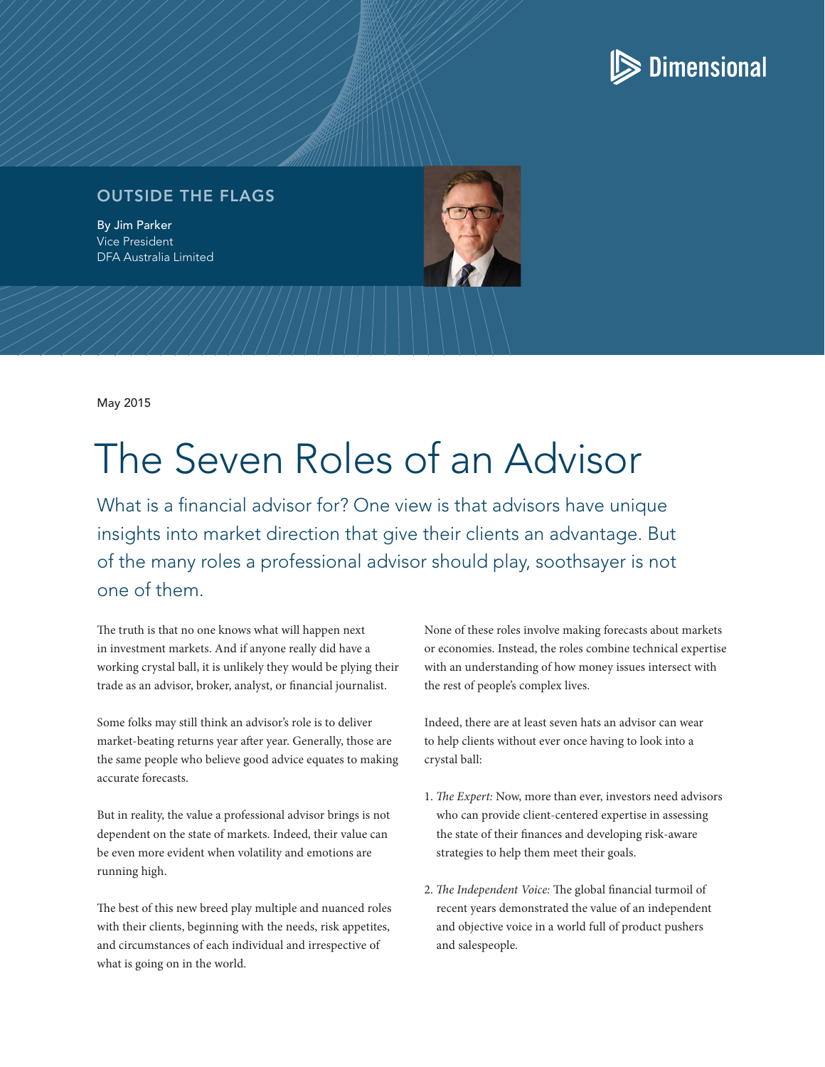OUTSIDE THE FLAGS

By Jim Parker
Vice President
DFA Australia Limited

May 2015

# The Seven Roles of an Advisor

## What is a financial advisor for? One view is that advisors have unique insights into market direction that give their clients an advantage. But of the many roles a professional advisor should play, soothsayer is not one of them.

The truth is that no one knows what will happen next in investment markets. And if anyone really did have a working crystal ball, it is unlikely they would be plying their trade as an advisor, broker, analyst, or financial journalist.

Some folks may still think an advisor's role is to deliver market-beating returns year after year. Generally, those are the same people who believe good advice equates to making accurate forecasts.

But in reality, the value a professional advisor brings is not dependent on the state of markets. Indeed, their value can be even more evident when volatility and emotions are running high.

The best of this new breed play multiple and nuanced roles with their clients, beginning with the needs, risk appetites, and circumstances of each individual and irrespective of what is going on in the world.

None of these roles involve making forecasts about markets or economies. Instead, the roles combine technical expertise with an understanding of how money issues intersect with the rest of people's complex lives.

Indeed, there are at least seven hats an advisor can wear to help clients without ever once having to look into a crystal ball:

1. *The Expert:* Now, more than ever, investors need advisors who can provide client-centered expertise in assessing the state of their finances and developing risk-aware strategies to help them meet their goals.

2. *The Independent Voice:* The global financial turmoil of recent years demonstrated the value of an independent and objective voice in a world full of product pushers and salespeople.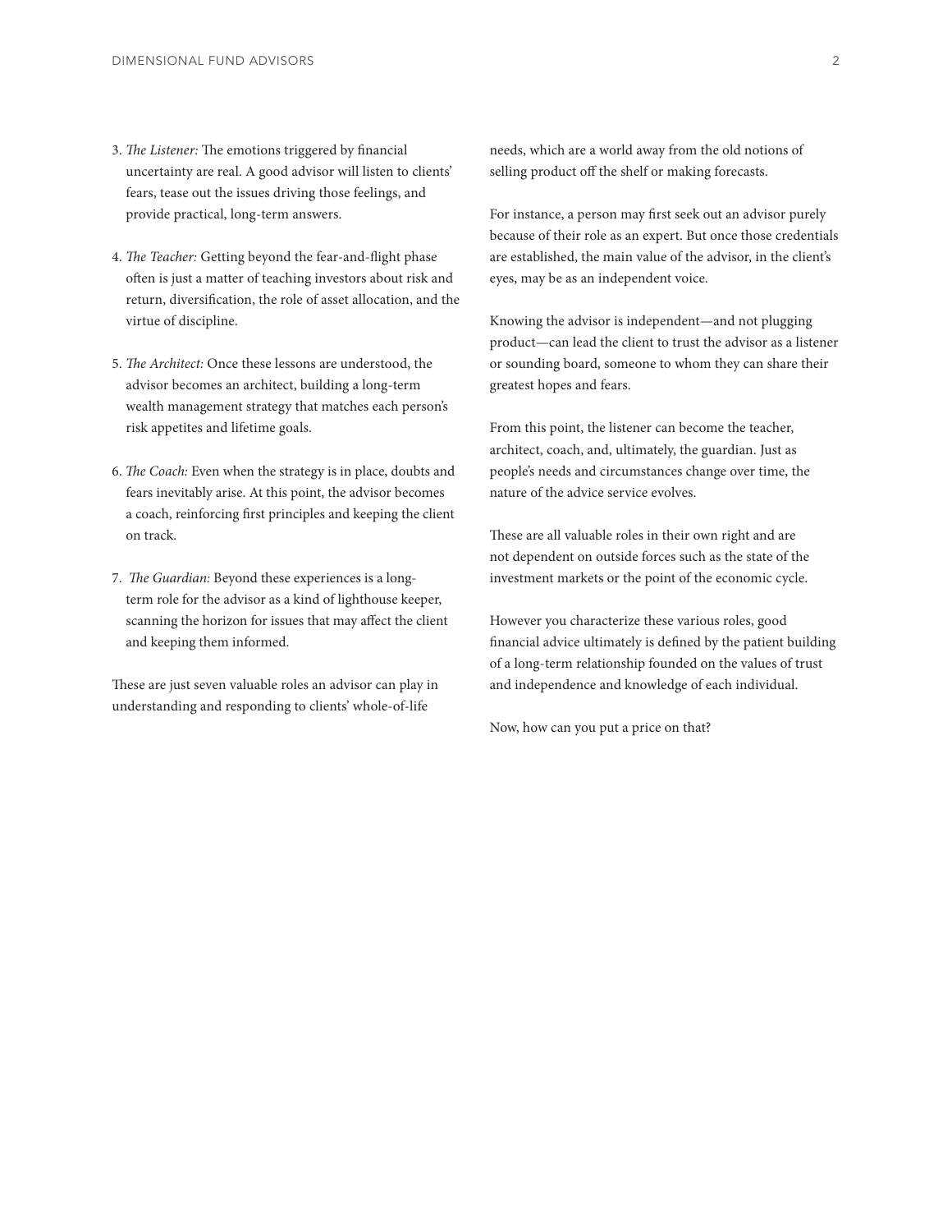3. *The Listener:* The emotions triggered by financial uncertainty are real. A good advisor will listen to clients' fears, tease out the issues driving those feelings, and provide practical, long-term answers.

4. *The Teacher:* Getting beyond the fear-and-flight phase often is just a matter of teaching investors about risk and return, diversification, the role of asset allocation, and the virtue of discipline.

5. *The Architect:* Once these lessons are understood, the advisor becomes an architect, building a long-term wealth management strategy that matches each person's risk appetites and lifetime goals.

6. *The Coach:* Even when the strategy is in place, doubts and fears inevitably arise. At this point, the advisor becomes a coach, reinforcing first principles and keeping the client on track.

7. *The Guardian:* Beyond these experiences is a long-term role for the advisor as a kind of lighthouse keeper, scanning the horizon for issues that may affect the client and keeping them informed.

These are just seven valuable roles an advisor can play in understanding and responding to clients' whole-of-life needs, which are a world away from the old notions of selling product off the shelf or making forecasts.

For instance, a person may first seek out an advisor purely because of their role as an expert. But once those credentials are established, the main value of the advisor, in the client's eyes, may be as an independent voice.

Knowing the advisor is independent—and not plugging product—can lead the client to trust the advisor as a listener or sounding board, someone to whom they can share their greatest hopes and fears.

From this point, the listener can become the teacher, architect, coach, and, ultimately, the guardian. Just as people's needs and circumstances change over time, the nature of the advice service evolves.

These are all valuable roles in their own right and are not dependent on outside forces such as the state of the investment markets or the point of the economic cycle.

However you characterize these various roles, good financial advice ultimately is defined by the patient building of a long-term relationship founded on the values of trust and independence and knowledge of each individual.

Now, how can you put a price on that?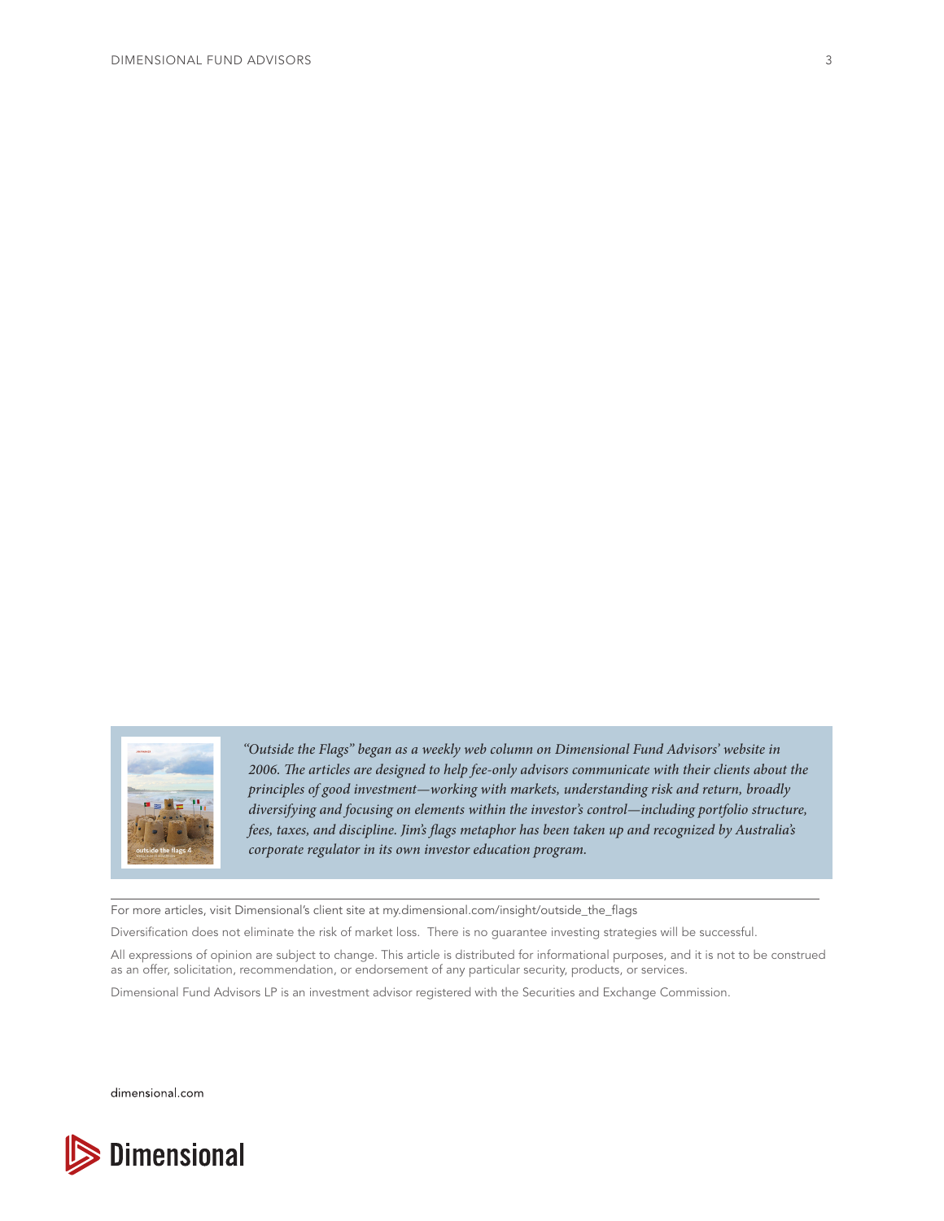*"Outside the Flags" began as a weekly web column on Dimensional Fund Advisors' website in 2006. The articles are designed to help fee-only advisors communicate with their clients about the principles of good investment—working with markets, understanding risk and return, broadly diversifying and focusing on elements within the investor's control—including portfolio structure, fees, taxes, and discipline. Jim's flags metaphor has been taken up and recognized by Australia's corporate regulator in its own investor education program.*

---

For more articles, visit Dimensional's client site at my.dimensional.com/insight/outside_the_flags

Diversification does not eliminate the risk of market loss. There is no guarantee investing strategies will be successful.

All expressions of opinion are subject to change. This article is distributed for informational purposes, and it is not to be construed as an offer, solicitation, recommendation, or endorsement of any particular security, products, or services.

Dimensional Fund Advisors LP is an investment advisor registered with the Securities and Exchange Commission.

dimensional.com

Dimensional